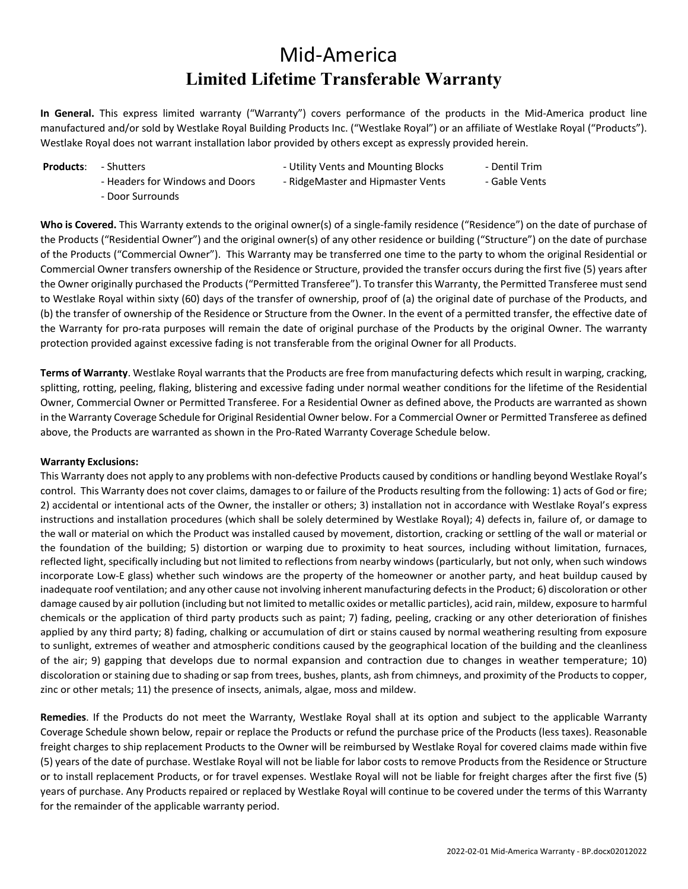# Mid-America

## Limited Lifetime Transferable Warranty

**In General.** This express limited warranty ("Warranty") covers performance of the products in the Mid-America product line manufactured and/or sold by Westlake Royal Building Products Inc. ("Westlake Royal") or an affiliate of Westlake Royal ("Products"). Westlake Royal does not warrant installation labor provided by others except as expressly provided herein.

**Products**:
- Shutters
- Headers for Windows and Doors
- Door Surrounds
- Utility Vents and Mounting Blocks
- RidgeMaster and Hipmaster Vents
- Dentil Trim
- Gable Vents

**Who is Covered.** This Warranty extends to the original owner(s) of a single-family residence ("Residence") on the date of purchase of the Products ("Residential Owner") and the original owner(s) of any other residence or building ("Structure") on the date of purchase of the Products ("Commercial Owner"). This Warranty may be transferred one time to the party to whom the original Residential or Commercial Owner transfers ownership of the Residence or Structure, provided the transfer occurs during the first five (5) years after the Owner originally purchased the Products ("Permitted Transferee"). To transfer this Warranty, the Permitted Transferee must send to Westlake Royal within sixty (60) days of the transfer of ownership, proof of (a) the original date of purchase of the Products, and (b) the transfer of ownership of the Residence or Structure from the Owner. In the event of a permitted transfer, the effective date of the Warranty for pro-rata purposes will remain the date of original purchase of the Products by the original Owner. The warranty protection provided against excessive fading is not transferable from the original Owner for all Products.

**Terms of Warranty**. Westlake Royal warrants that the Products are free from manufacturing defects which result in warping, cracking, splitting, rotting, peeling, flaking, blistering and excessive fading under normal weather conditions for the lifetime of the Residential Owner, Commercial Owner or Permitted Transferee. For a Residential Owner as defined above, the Products are warranted as shown in the Warranty Coverage Schedule for Original Residential Owner below. For a Commercial Owner or Permitted Transferee as defined above, the Products are warranted as shown in the Pro-Rated Warranty Coverage Schedule below.

**Warranty Exclusions:**

This Warranty does not apply to any problems with non-defective Products caused by conditions or handling beyond Westlake Royal's control. This Warranty does not cover claims, damages to or failure of the Products resulting from the following: 1) acts of God or fire; 2) accidental or intentional acts of the Owner, the installer or others; 3) installation not in accordance with Westlake Royal's express instructions and installation procedures (which shall be solely determined by Westlake Royal); 4) defects in, failure of, or damage to the wall or material on which the Product was installed caused by movement, distortion, cracking or settling of the wall or material or the foundation of the building; 5) distortion or warping due to proximity to heat sources, including without limitation, furnaces, reflected light, specifically including but not limited to reflections from nearby windows (particularly, but not only, when such windows incorporate Low-E glass) whether such windows are the property of the homeowner or another party, and heat buildup caused by inadequate roof ventilation; and any other cause not involving inherent manufacturing defects in the Product; 6) discoloration or other damage caused by air pollution (including but not limited to metallic oxides or metallic particles), acid rain, mildew, exposure to harmful chemicals or the application of third party products such as paint; 7) fading, peeling, cracking or any other deterioration of finishes applied by any third party; 8) fading, chalking or accumulation of dirt or stains caused by normal weathering resulting from exposure to sunlight, extremes of weather and atmospheric conditions caused by the geographical location of the building and the cleanliness of the air; 9) gapping that develops due to normal expansion and contraction due to changes in weather temperature; 10) discoloration or staining due to shading or sap from trees, bushes, plants, ash from chimneys, and proximity of the Products to copper, zinc or other metals; 11) the presence of insects, animals, algae, moss and mildew.

**Remedies**. If the Products do not meet the Warranty, Westlake Royal shall at its option and subject to the applicable Warranty Coverage Schedule shown below, repair or replace the Products or refund the purchase price of the Products (less taxes). Reasonable freight charges to ship replacement Products to the Owner will be reimbursed by Westlake Royal for covered claims made within five (5) years of the date of purchase. Westlake Royal will not be liable for labor costs to remove Products from the Residence or Structure or to install replacement Products, or for travel expenses. Westlake Royal will not be liable for freight charges after the first five (5) years of purchase. Any Products repaired or replaced by Westlake Royal will continue to be covered under the terms of this Warranty for the remainder of the applicable warranty period.

2022-02-01 Mid-America Warranty - BP.docx02012022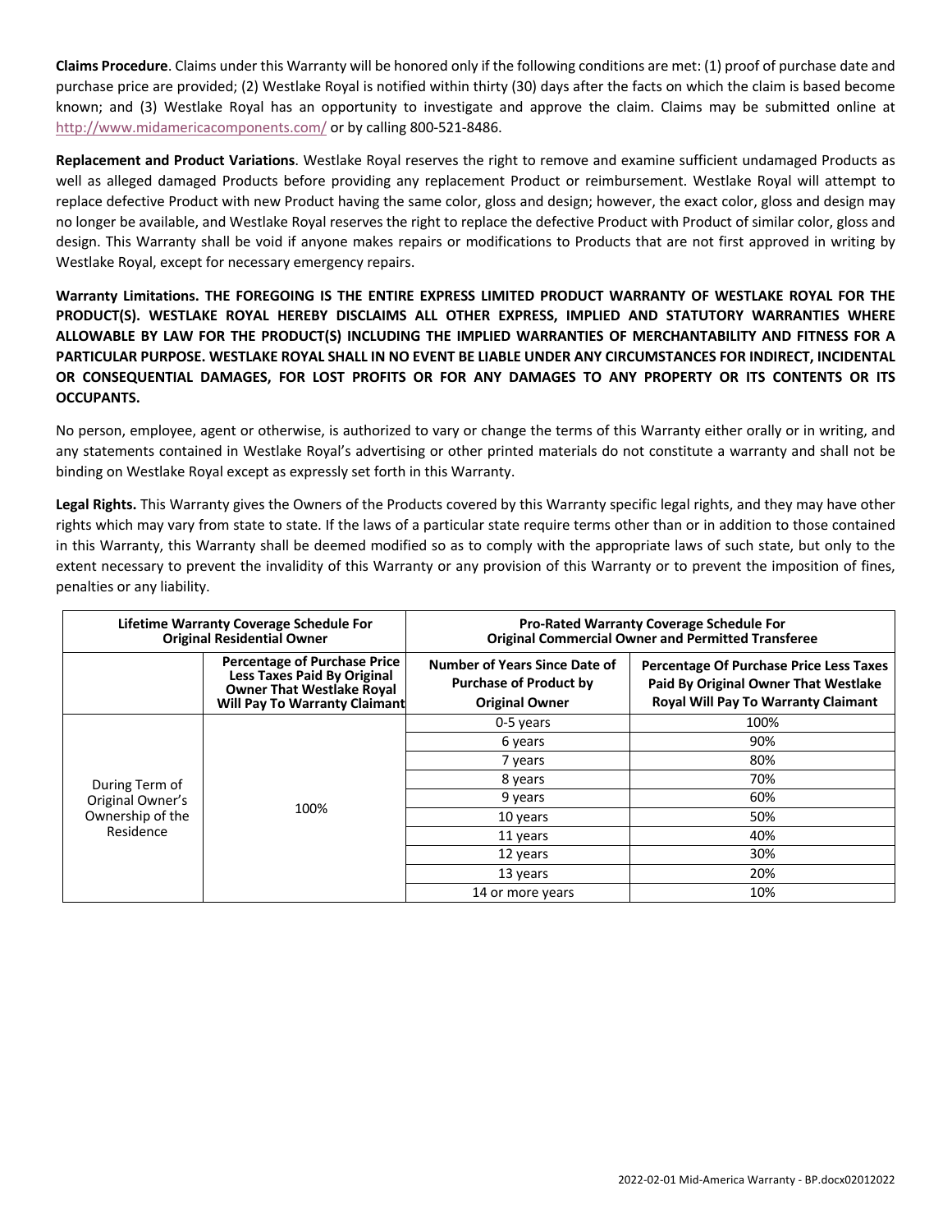**Claims Procedure**. Claims under this Warranty will be honored only if the following conditions are met: (1) proof of purchase date and purchase price are provided; (2) Westlake Royal is notified within thirty (30) days after the facts on which the claim is based become known; and (3) Westlake Royal has an opportunity to investigate and approve the claim. Claims may be submitted online at http://www.midamericacomponents.com/ or by calling 800-521-8486.

**Replacement and Product Variations**. Westlake Royal reserves the right to remove and examine sufficient undamaged Products as well as alleged damaged Products before providing any replacement Product or reimbursement. Westlake Royal will attempt to replace defective Product with new Product having the same color, gloss and design; however, the exact color, gloss and design may no longer be available, and Westlake Royal reserves the right to replace the defective Product with Product of similar color, gloss and design. This Warranty shall be void if anyone makes repairs or modifications to Products that are not first approved in writing by Westlake Royal, except for necessary emergency repairs.

**Warranty Limitations. THE FOREGOING IS THE ENTIRE EXPRESS LIMITED PRODUCT WARRANTY OF WESTLAKE ROYAL FOR THE PRODUCT(S). WESTLAKE ROYAL HEREBY DISCLAIMS ALL OTHER EXPRESS, IMPLIED AND STATUTORY WARRANTIES WHERE ALLOWABLE BY LAW FOR THE PRODUCT(S) INCLUDING THE IMPLIED WARRANTIES OF MERCHANTABILITY AND FITNESS FOR A PARTICULAR PURPOSE. WESTLAKE ROYAL SHALL IN NO EVENT BE LIABLE UNDER ANY CIRCUMSTANCES FOR INDIRECT, INCIDENTAL OR CONSEQUENTIAL DAMAGES, FOR LOST PROFITS OR FOR ANY DAMAGES TO ANY PROPERTY OR ITS CONTENTS OR ITS OCCUPANTS.**

No person, employee, agent or otherwise, is authorized to vary or change the terms of this Warranty either orally or in writing, and any statements contained in Westlake Royal's advertising or other printed materials do not constitute a warranty and shall not be binding on Westlake Royal except as expressly set forth in this Warranty.

**Legal Rights.** This Warranty gives the Owners of the Products covered by this Warranty specific legal rights, and they may have other rights which may vary from state to state. If the laws of a particular state require terms other than or in addition to those contained in this Warranty, this Warranty shall be deemed modified so as to comply with the appropriate laws of such state, but only to the extent necessary to prevent the invalidity of this Warranty or any provision of this Warranty or to prevent the imposition of fines, penalties or any liability.

| Lifetime Warranty Coverage Schedule For Original Residential Owner | | Pro-Rated Warranty Coverage Schedule For Original Commercial Owner and Permitted Transferee | |
|---|---|---|---|
| | **Percentage of Purchase Price Less Taxes Paid By Original Owner That Westlake Royal Will Pay To Warranty Claimant** | **Number of Years Since Date of Purchase of Product by Original Owner** | **Percentage Of Purchase Price Less Taxes Paid By Original Owner That Westlake Royal Will Pay To Warranty Claimant** |
| During Term of Original Owner's Ownership of the Residence | 100% | 0-5 years | 100% |
| | | 6 years | 90% |
| | | 7 years | 80% |
| | | 8 years | 70% |
| | | 9 years | 60% |
| | | 10 years | 50% |
| | | 11 years | 40% |
| | | 12 years | 30% |
| | | 13 years | 20% |
| | | 14 or more years | 10% |